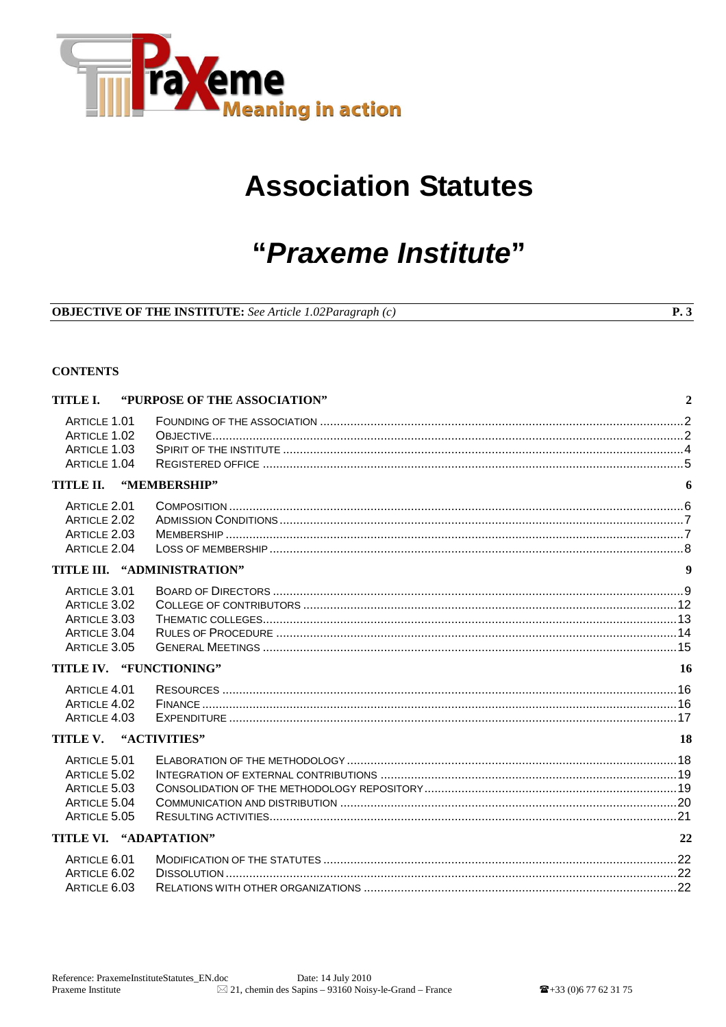Praxeme — Meaning in action

# Association Statutes

# "*Praxeme Institute*"

**OBJECTIVE OF THE INSTITUTE:** *See Article 1.02Paragraph (c)* **P. 3**

**CONTENTS**

**TITLE I. "PURPOSE OF THE ASSOCIATION"** **2**

- ARTICLE 1.01 FOUNDING OF THE ASSOCIATION ..... 2
- ARTICLE 1.02 OBJECTIVE ..... 2
- ARTICLE 1.03 SPIRIT OF THE INSTITUTE ..... 4
- ARTICLE 1.04 REGISTERED OFFICE ..... 5

**TITLE II. "MEMBERSHIP"** **6**

- ARTICLE 2.01 COMPOSITION ..... 6
- ARTICLE 2.02 ADMISSION CONDITIONS ..... 7
- ARTICLE 2.03 MEMBERSHIP ..... 7
- ARTICLE 2.04 LOSS OF MEMBERSHIP ..... 8

**TITLE III. "ADMINISTRATION"** **9**

- ARTICLE 3.01 BOARD OF DIRECTORS ..... 9
- ARTICLE 3.02 COLLEGE OF CONTRIBUTORS ..... 12
- ARTICLE 3.03 THEMATIC COLLEGES ..... 13
- ARTICLE 3.04 RULES OF PROCEDURE ..... 14
- ARTICLE 3.05 GENERAL MEETINGS ..... 15

**TITLE IV. "FUNCTIONING"** **16**

- ARTICLE 4.01 RESOURCES ..... 16
- ARTICLE 4.02 FINANCE ..... 16
- ARTICLE 4.03 EXPENDITURE ..... 17

**TITLE V. "ACTIVITIES"** **18**

- ARTICLE 5.01 ELABORATION OF THE METHODOLOGY ..... 18
- ARTICLE 5.02 INTEGRATION OF EXTERNAL CONTRIBUTIONS ..... 19
- ARTICLE 5.03 CONSOLIDATION OF THE METHODOLOGY REPOSITORY ..... 19
- ARTICLE 5.04 COMMUNICATION AND DISTRIBUTION ..... 20
- ARTICLE 5.05 RESULTING ACTIVITIES ..... 21

**TITLE VI. "ADAPTATION"** **22**

- ARTICLE 6.01 MODIFICATION OF THE STATUTES ..... 22
- ARTICLE 6.02 DISSOLUTION ..... 22
- ARTICLE 6.03 RELATIONS WITH OTHER ORGANIZATIONS ..... 22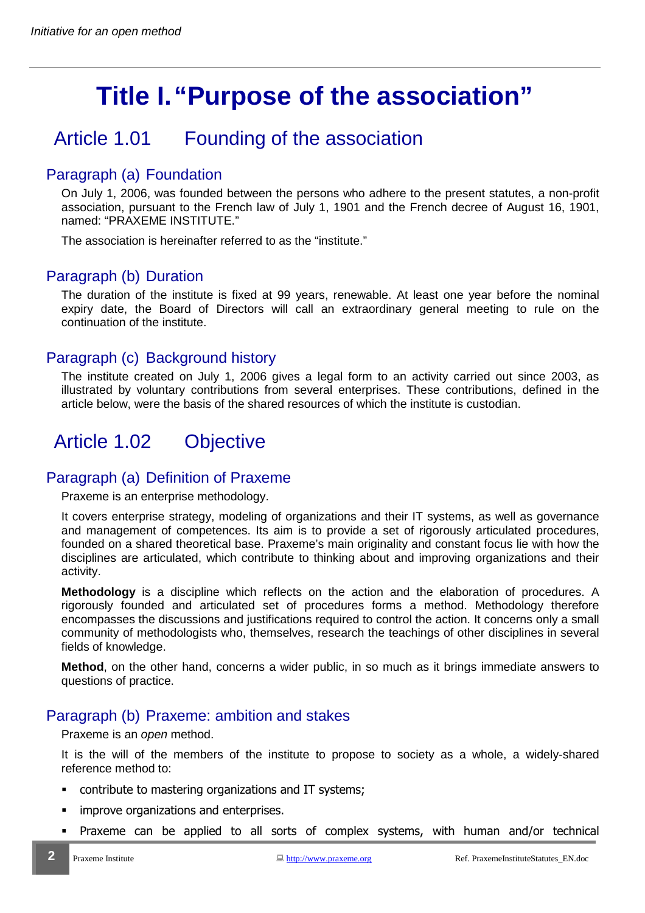# Title I. "Purpose of the association"

## Article 1.01 Founding of the association

### Paragraph (a) Foundation

On July 1, 2006, was founded between the persons who adhere to the present statutes, a non-profit association, pursuant to the French law of July 1, 1901 and the French decree of August 16, 1901, named: "PRAXEME INSTITUTE."

The association is hereinafter referred to as the "institute."

### Paragraph (b) Duration

The duration of the institute is fixed at 99 years, renewable. At least one year before the nominal expiry date, the Board of Directors will call an extraordinary general meeting to rule on the continuation of the institute.

### Paragraph (c) Background history

The institute created on July 1, 2006 gives a legal form to an activity carried out since 2003, as illustrated by voluntary contributions from several enterprises. These contributions, defined in the article below, were the basis of the shared resources of which the institute is custodian.

## Article 1.02 Objective

### Paragraph (a) Definition of Praxeme

Praxeme is an enterprise methodology.

It covers enterprise strategy, modeling of organizations and their IT systems, as well as governance and management of competences. Its aim is to provide a set of rigorously articulated procedures, founded on a shared theoretical base. Praxeme's main originality and constant focus lie with how the disciplines are articulated, which contribute to thinking about and improving organizations and their activity.

**Methodology** is a discipline which reflects on the action and the elaboration of procedures. A rigorously founded and articulated set of procedures forms a method. Methodology therefore encompasses the discussions and justifications required to control the action. It concerns only a small community of methodologists who, themselves, research the teachings of other disciplines in several fields of knowledge.

**Method**, on the other hand, concerns a wider public, in so much as it brings immediate answers to questions of practice.

### Paragraph (b) Praxeme: ambition and stakes

Praxeme is an *open* method.

It is the will of the members of the institute to propose to society as a whole, a widely-shared reference method to:

- contribute to mastering organizations and IT systems;
- improve organizations and enterprises.
- Praxeme can be applied to all sorts of complex systems, with human and/or technical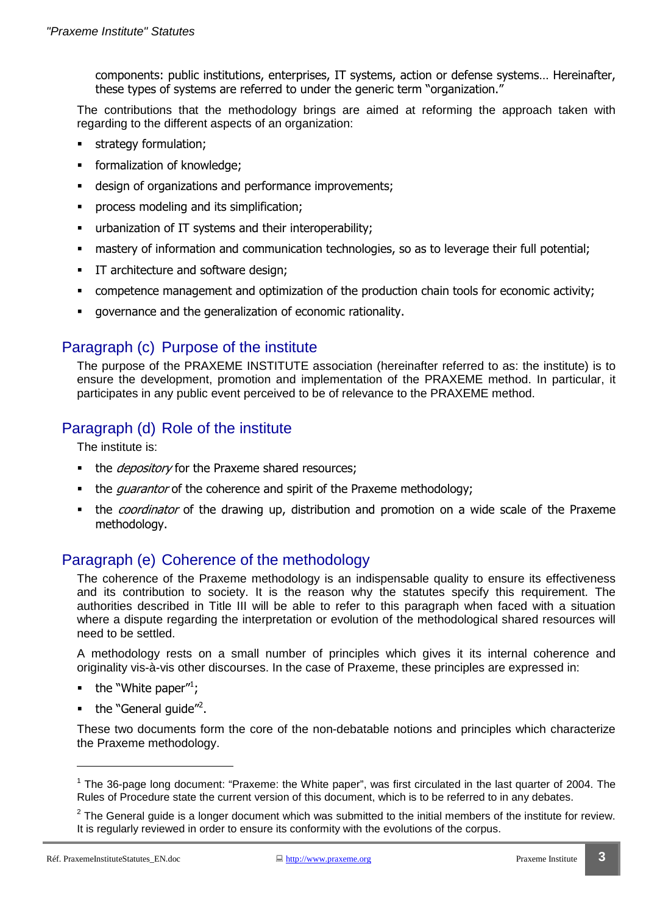components: public institutions, enterprises, IT systems, action or defense systems… Hereinafter, these types of systems are referred to under the generic term "organization."

The contributions that the methodology brings are aimed at reforming the approach taken with regarding to the different aspects of an organization:

- strategy formulation;
- formalization of knowledge;
- design of organizations and performance improvements;
- process modeling and its simplification;
- urbanization of IT systems and their interoperability;
- mastery of information and communication technologies, so as to leverage their full potential;
- IT architecture and software design;
- competence management and optimization of the production chain tools for economic activity;
- governance and the generalization of economic rationality.

## Paragraph (c) Purpose of the institute

The purpose of the PRAXEME INSTITUTE association (hereinafter referred to as: the institute) is to ensure the development, promotion and implementation of the PRAXEME method. In particular, it participates in any public event perceived to be of relevance to the PRAXEME method.

## Paragraph (d) Role of the institute

The institute is:

- the *depository* for the Praxeme shared resources;
- the *guarantor* of the coherence and spirit of the Praxeme methodology;
- the *coordinator* of the drawing up, distribution and promotion on a wide scale of the Praxeme methodology.

## Paragraph (e) Coherence of the methodology

The coherence of the Praxeme methodology is an indispensable quality to ensure its effectiveness and its contribution to society. It is the reason why the statutes specify this requirement. The authorities described in Title III will be able to refer to this paragraph when faced with a situation where a dispute regarding the interpretation or evolution of the methodological shared resources will need to be settled.

A methodology rests on a small number of principles which gives it its internal coherence and originality vis-à-vis other discourses. In the case of Praxeme, these principles are expressed in:

- the "White paper"[1];
- the "General guide"[2].

These two documents form the core of the non-debatable notions and principles which characterize the Praxeme methodology.

---

[1] The 36-page long document: "Praxeme: the White paper", was first circulated in the last quarter of 2004. The Rules of Procedure state the current version of this document, which is to be referred to in any debates.

[2] The General guide is a longer document which was submitted to the initial members of the institute for review. It is regularly reviewed in order to ensure its conformity with the evolutions of the corpus.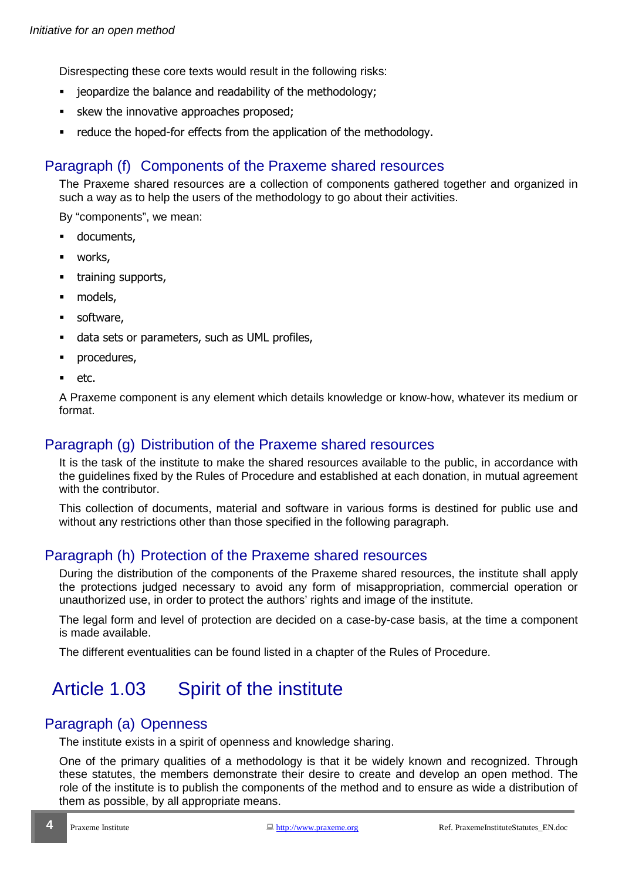Disrespecting these core texts would result in the following risks:

- jeopardize the balance and readability of the methodology;
- skew the innovative approaches proposed;
- reduce the hoped-for effects from the application of the methodology.

### Paragraph (f) Components of the Praxeme shared resources

The Praxeme shared resources are a collection of components gathered together and organized in such a way as to help the users of the methodology to go about their activities.

By "components", we mean:

- documents,
- works,
- training supports,
- models,
- software,
- data sets or parameters, such as UML profiles,
- procedures,
- etc.

A Praxeme component is any element which details knowledge or know-how, whatever its medium or format.

### Paragraph (g) Distribution of the Praxeme shared resources

It is the task of the institute to make the shared resources available to the public, in accordance with the guidelines fixed by the Rules of Procedure and established at each donation, in mutual agreement with the contributor.

This collection of documents, material and software in various forms is destined for public use and without any restrictions other than those specified in the following paragraph.

### Paragraph (h) Protection of the Praxeme shared resources

During the distribution of the components of the Praxeme shared resources, the institute shall apply the protections judged necessary to avoid any form of misappropriation, commercial operation or unauthorized use, in order to protect the authors' rights and image of the institute.

The legal form and level of protection are decided on a case-by-case basis, at the time a component is made available.

The different eventualities can be found listed in a chapter of the Rules of Procedure.

## Article 1.03 Spirit of the institute

### Paragraph (a) Openness

The institute exists in a spirit of openness and knowledge sharing.

One of the primary qualities of a methodology is that it be widely known and recognized. Through these statutes, the members demonstrate their desire to create and develop an open method. The role of the institute is to publish the components of the method and to ensure as wide a distribution of them as possible, by all appropriate means.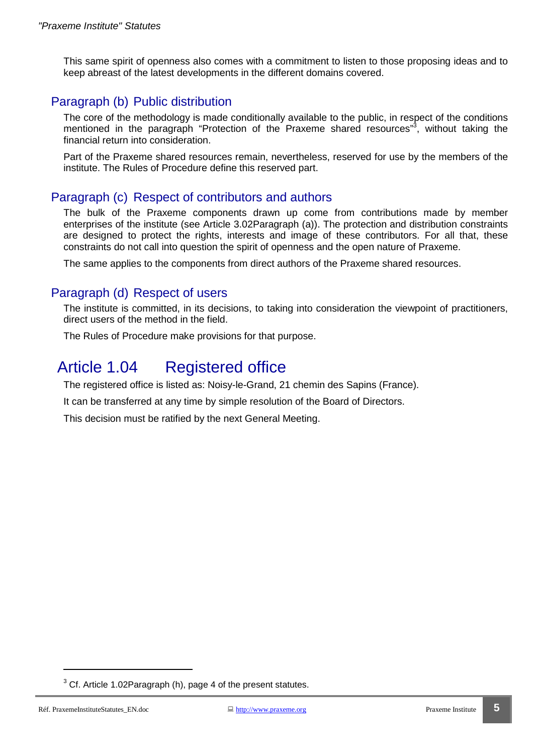This same spirit of openness also comes with a commitment to listen to those proposing ideas and to keep abreast of the latest developments in the different domains covered.

### Paragraph (b) Public distribution

The core of the methodology is made conditionally available to the public, in respect of the conditions mentioned in the paragraph "Protection of the Praxeme shared resources"[3], without taking the financial return into consideration.

Part of the Praxeme shared resources remain, nevertheless, reserved for use by the members of the institute. The Rules of Procedure define this reserved part.

### Paragraph (c) Respect of contributors and authors

The bulk of the Praxeme components drawn up come from contributions made by member enterprises of the institute (see Article 3.02Paragraph (a)). The protection and distribution constraints are designed to protect the rights, interests and image of these contributors. For all that, these constraints do not call into question the spirit of openness and the open nature of Praxeme.

The same applies to the components from direct authors of the Praxeme shared resources.

### Paragraph (d) Respect of users

The institute is committed, in its decisions, to taking into consideration the viewpoint of practitioners, direct users of the method in the field.

The Rules of Procedure make provisions for that purpose.

## Article 1.04 Registered office

The registered office is listed as: Noisy-le-Grand, 21 chemin des Sapins (France).

It can be transferred at any time by simple resolution of the Board of Directors.

This decision must be ratified by the next General Meeting.

---

[3] Cf. Article 1.02Paragraph (h), page 4 of the present statutes.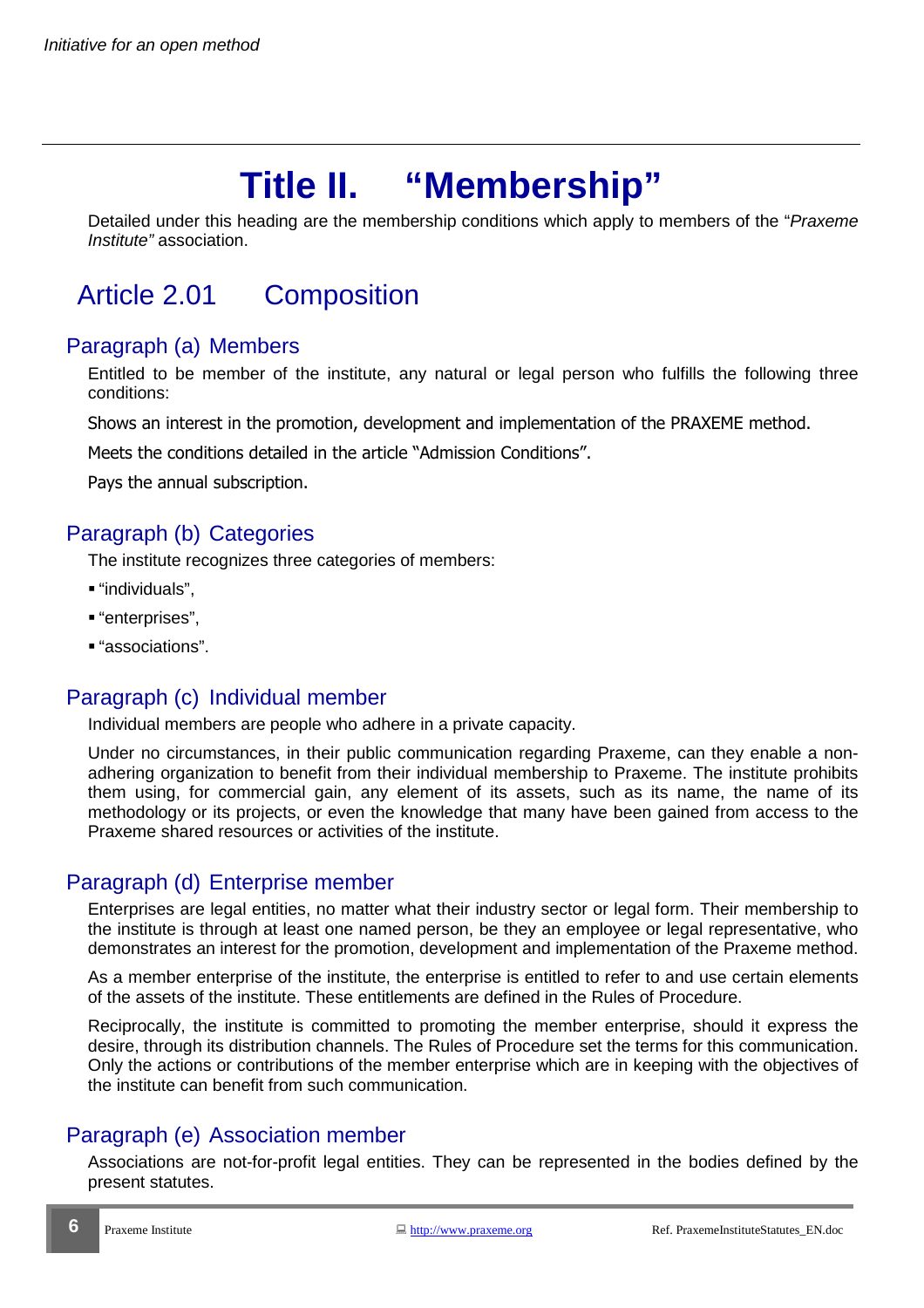# Title II. "Membership"

Detailed under this heading are the membership conditions which apply to members of the "*Praxeme Institute"* association.

## Article 2.01 Composition

### Paragraph (a) Members

Entitled to be member of the institute, any natural or legal person who fulfills the following three conditions:

Shows an interest in the promotion, development and implementation of the PRAXEME method.

Meets the conditions detailed in the article "Admission Conditions".

Pays the annual subscription.

### Paragraph (b) Categories

The institute recognizes three categories of members:

- "individuals",
- "enterprises",
- "associations".

### Paragraph (c) Individual member

Individual members are people who adhere in a private capacity.

Under no circumstances, in their public communication regarding Praxeme, can they enable a non-adhering organization to benefit from their individual membership to Praxeme. The institute prohibits them using, for commercial gain, any element of its assets, such as its name, the name of its methodology or its projects, or even the knowledge that many have been gained from access to the Praxeme shared resources or activities of the institute.

### Paragraph (d) Enterprise member

Enterprises are legal entities, no matter what their industry sector or legal form. Their membership to the institute is through at least one named person, be they an employee or legal representative, who demonstrates an interest for the promotion, development and implementation of the Praxeme method.

As a member enterprise of the institute, the enterprise is entitled to refer to and use certain elements of the assets of the institute. These entitlements are defined in the Rules of Procedure.

Reciprocally, the institute is committed to promoting the member enterprise, should it express the desire, through its distribution channels. The Rules of Procedure set the terms for this communication. Only the actions or contributions of the member enterprise which are in keeping with the objectives of the institute can benefit from such communication.

### Paragraph (e) Association member

Associations are not-for-profit legal entities. They can be represented in the bodies defined by the present statutes.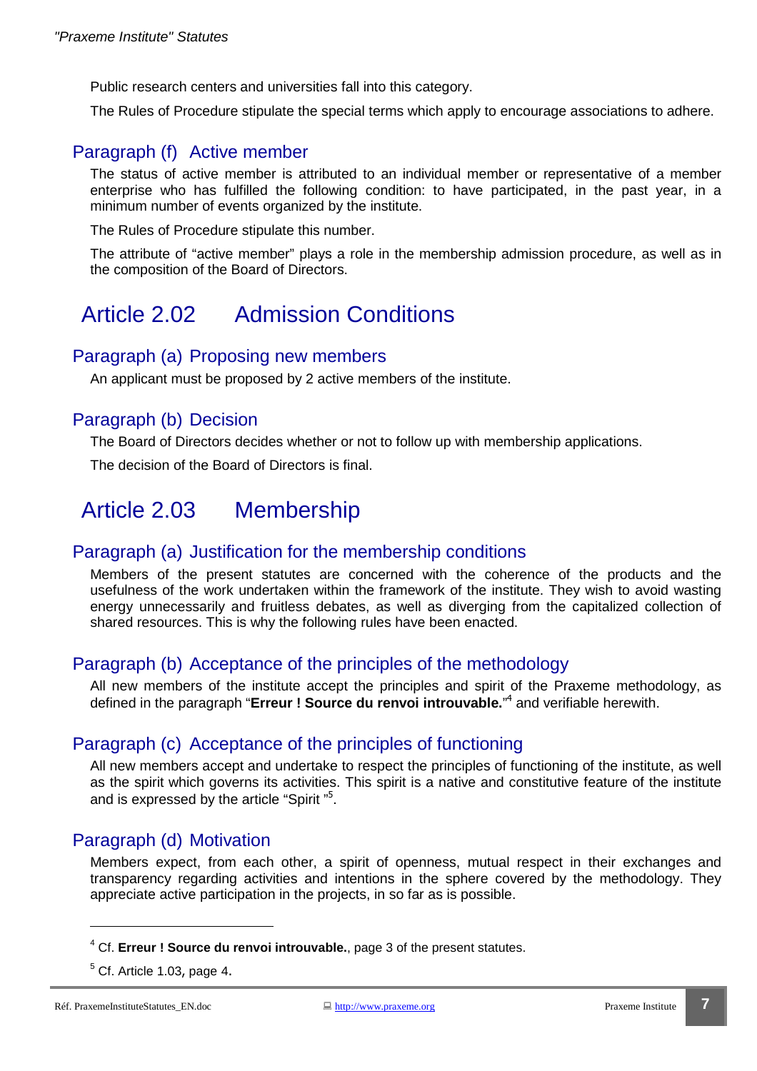Public research centers and universities fall into this category.

The Rules of Procedure stipulate the special terms which apply to encourage associations to adhere.

### Paragraph (f) Active member

The status of active member is attributed to an individual member or representative of a member enterprise who has fulfilled the following condition: to have participated, in the past year, in a minimum number of events organized by the institute.

The Rules of Procedure stipulate this number.

The attribute of "active member" plays a role in the membership admission procedure, as well as in the composition of the Board of Directors.

## Article 2.02 Admission Conditions

### Paragraph (a) Proposing new members

An applicant must be proposed by 2 active members of the institute.

### Paragraph (b) Decision

The Board of Directors decides whether or not to follow up with membership applications.

The decision of the Board of Directors is final.

## Article 2.03 Membership

### Paragraph (a) Justification for the membership conditions

Members of the present statutes are concerned with the coherence of the products and the usefulness of the work undertaken within the framework of the institute. They wish to avoid wasting energy unnecessarily and fruitless debates, as well as diverging from the capitalized collection of shared resources. This is why the following rules have been enacted.

### Paragraph (b) Acceptance of the principles of the methodology

All new members of the institute accept the principles and spirit of the Praxeme methodology, as defined in the paragraph "**Erreur ! Source du renvoi introuvable.**"[4] and verifiable herewith.

### Paragraph (c) Acceptance of the principles of functioning

All new members accept and undertake to respect the principles of functioning of the institute, as well as the spirit which governs its activities. This spirit is a native and constitutive feature of the institute and is expressed by the article "Spirit "[5].

### Paragraph (d) Motivation

Members expect, from each other, a spirit of openness, mutual respect in their exchanges and transparency regarding activities and intentions in the sphere covered by the methodology. They appreciate active participation in the projects, in so far as is possible.

---

[4] Cf. **Erreur ! Source du renvoi introuvable.**, page 3 of the present statutes.

[5] Cf. Article 1.03, page 4.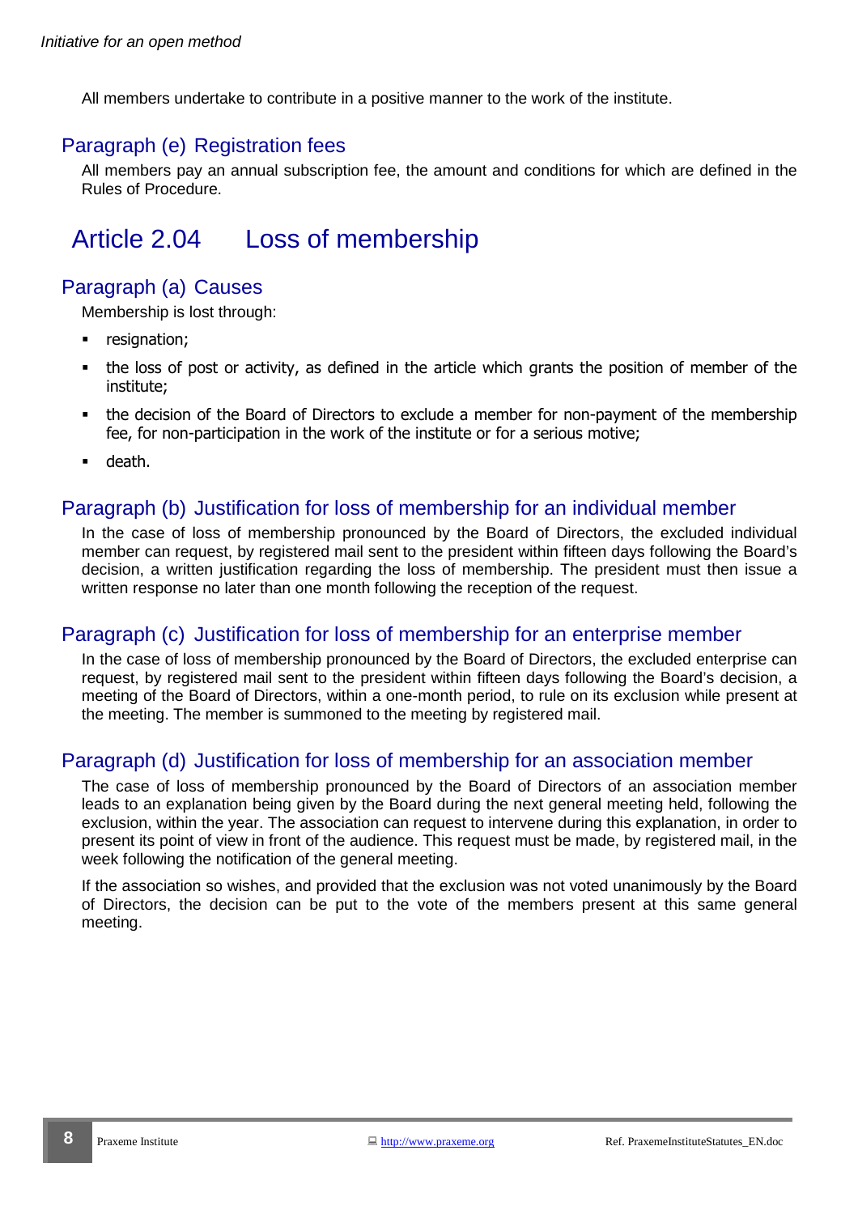All members undertake to contribute in a positive manner to the work of the institute.

### Paragraph (e) Registration fees

All members pay an annual subscription fee, the amount and conditions for which are defined in the Rules of Procedure.

## Article 2.04 Loss of membership

### Paragraph (a) Causes

Membership is lost through:

- resignation;
- the loss of post or activity, as defined in the article which grants the position of member of the institute;
- the decision of the Board of Directors to exclude a member for non-payment of the membership fee, for non-participation in the work of the institute or for a serious motive;
- death.

### Paragraph (b) Justification for loss of membership for an individual member

In the case of loss of membership pronounced by the Board of Directors, the excluded individual member can request, by registered mail sent to the president within fifteen days following the Board's decision, a written justification regarding the loss of membership. The president must then issue a written response no later than one month following the reception of the request.

### Paragraph (c) Justification for loss of membership for an enterprise member

In the case of loss of membership pronounced by the Board of Directors, the excluded enterprise can request, by registered mail sent to the president within fifteen days following the Board's decision, a meeting of the Board of Directors, within a one-month period, to rule on its exclusion while present at the meeting. The member is summoned to the meeting by registered mail.

### Paragraph (d) Justification for loss of membership for an association member

The case of loss of membership pronounced by the Board of Directors of an association member leads to an explanation being given by the Board during the next general meeting held, following the exclusion, within the year. The association can request to intervene during this explanation, in order to present its point of view in front of the audience. This request must be made, by registered mail, in the week following the notification of the general meeting.

If the association so wishes, and provided that the exclusion was not voted unanimously by the Board of Directors, the decision can be put to the vote of the members present at this same general meeting.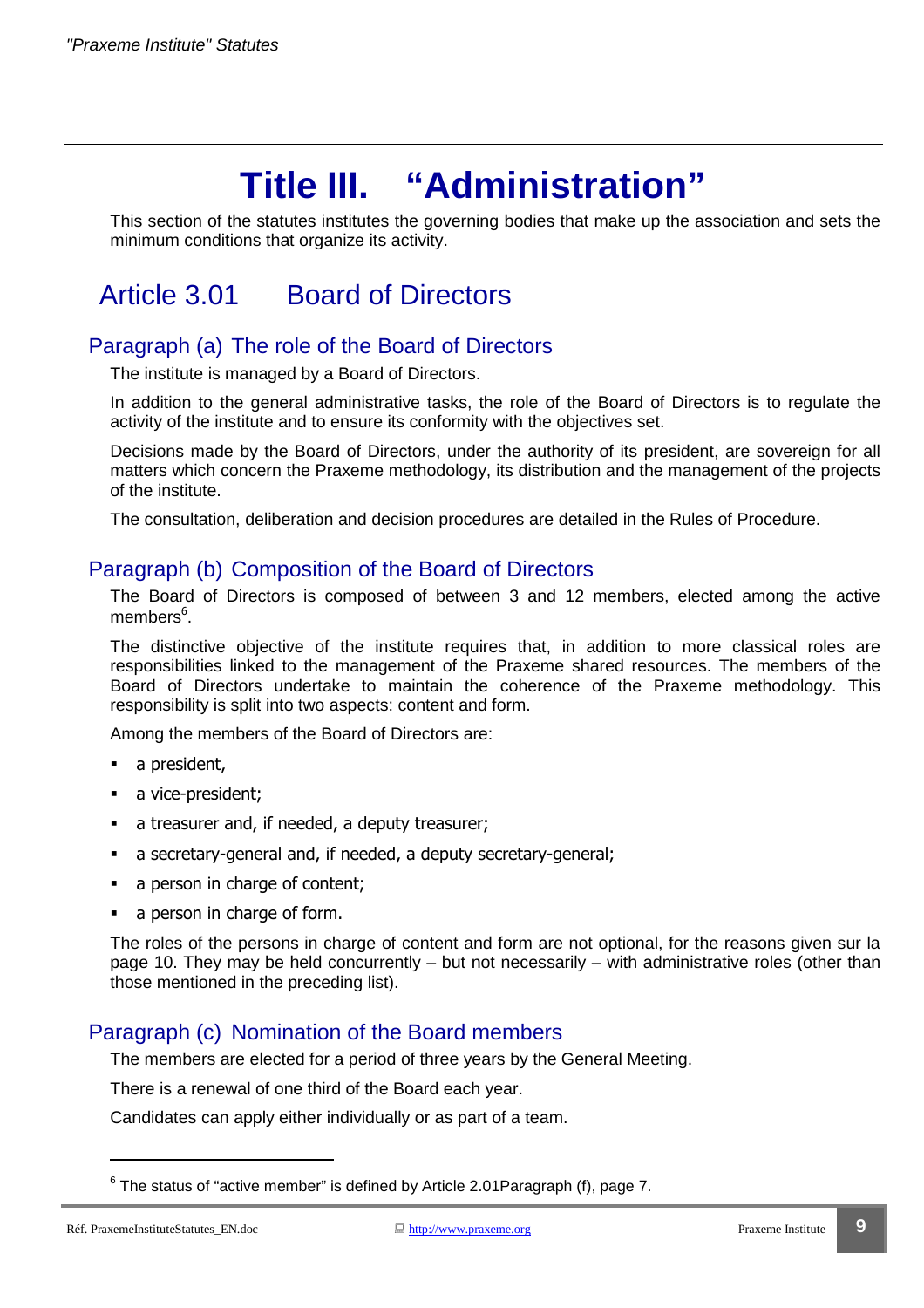# Title III. “Administration”

This section of the statutes institutes the governing bodies that make up the association and sets the minimum conditions that organize its activity.

## Article 3.01 Board of Directors

### Paragraph (a) The role of the Board of Directors

The institute is managed by a Board of Directors.

In addition to the general administrative tasks, the role of the Board of Directors is to regulate the activity of the institute and to ensure its conformity with the objectives set.

Decisions made by the Board of Directors, under the authority of its president, are sovereign for all matters which concern the Praxeme methodology, its distribution and the management of the projects of the institute.

The consultation, deliberation and decision procedures are detailed in the Rules of Procedure.

### Paragraph (b) Composition of the Board of Directors

The Board of Directors is composed of between 3 and 12 members, elected among the active members[6].

The distinctive objective of the institute requires that, in addition to more classical roles are responsibilities linked to the management of the Praxeme shared resources. The members of the Board of Directors undertake to maintain the coherence of the Praxeme methodology. This responsibility is split into two aspects: content and form.

Among the members of the Board of Directors are:

- a president,
- a vice-president;
- a treasurer and, if needed, a deputy treasurer;
- a secretary-general and, if needed, a deputy secretary-general;
- a person in charge of content;
- a person in charge of form.

The roles of the persons in charge of content and form are not optional, for the reasons given sur la page 10. They may be held concurrently – but not necessarily – with administrative roles (other than those mentioned in the preceding list).

### Paragraph (c) Nomination of the Board members

The members are elected for a period of three years by the General Meeting.

There is a renewal of one third of the Board each year.

Candidates can apply either individually or as part of a team.

---

[6] The status of “active member” is defined by Article 2.01Paragraph (f), page 7.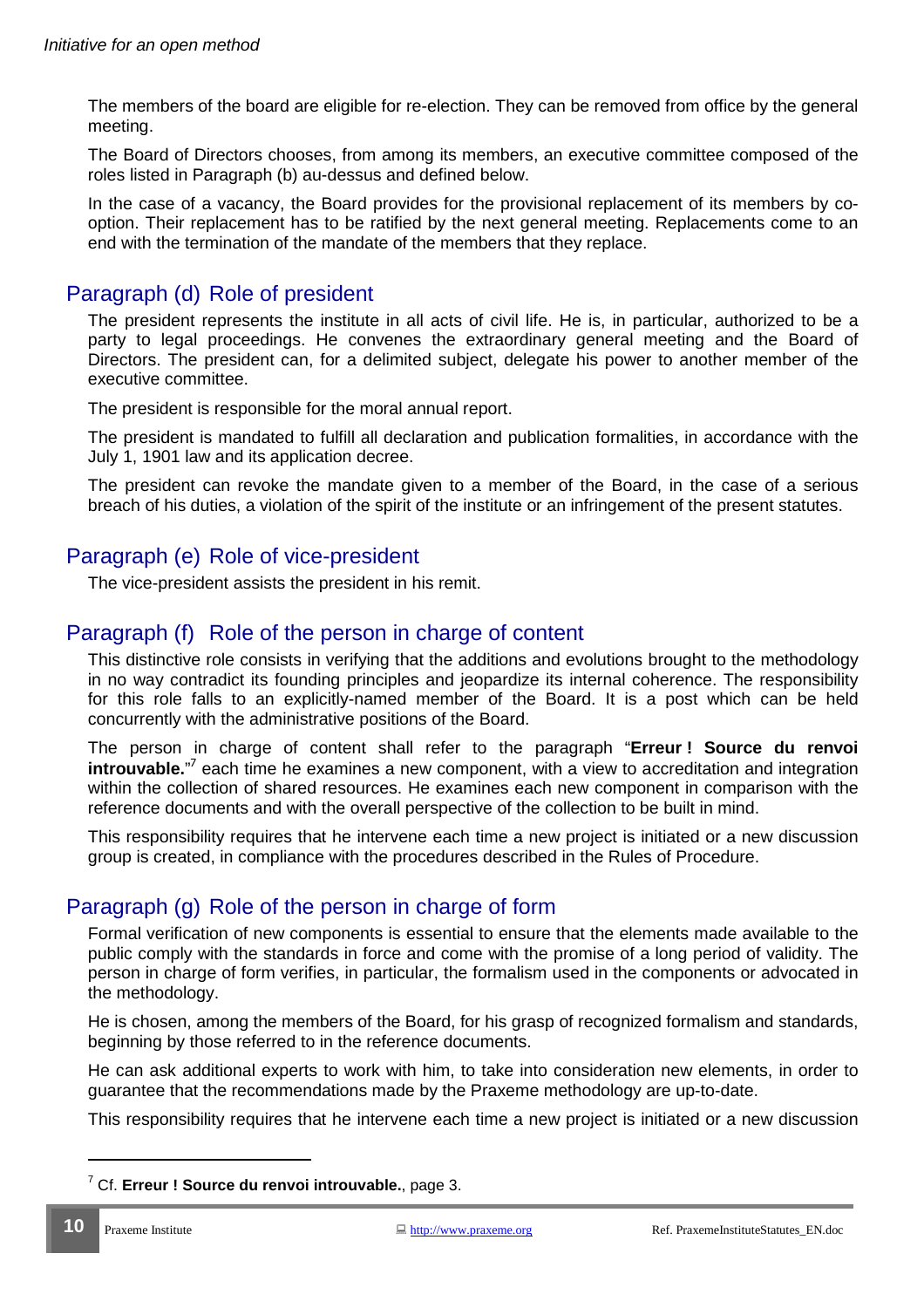The members of the board are eligible for re-election. They can be removed from office by the general meeting.

The Board of Directors chooses, from among its members, an executive committee composed of the roles listed in Paragraph (b) au-dessus and defined below.

In the case of a vacancy, the Board provides for the provisional replacement of its members by co-option. Their replacement has to be ratified by the next general meeting. Replacements come to an end with the termination of the mandate of the members that they replace.

## Paragraph (d) Role of president

The president represents the institute in all acts of civil life. He is, in particular, authorized to be a party to legal proceedings. He convenes the extraordinary general meeting and the Board of Directors. The president can, for a delimited subject, delegate his power to another member of the executive committee.

The president is responsible for the moral annual report.

The president is mandated to fulfill all declaration and publication formalities, in accordance with the July 1, 1901 law and its application decree.

The president can revoke the mandate given to a member of the Board, in the case of a serious breach of his duties, a violation of the spirit of the institute or an infringement of the present statutes.

## Paragraph (e) Role of vice-president

The vice-president assists the president in his remit.

## Paragraph (f) Role of the person in charge of content

This distinctive role consists in verifying that the additions and evolutions brought to the methodology in no way contradict its founding principles and jeopardize its internal coherence. The responsibility for this role falls to an explicitly-named member of the Board. It is a post which can be held concurrently with the administrative positions of the Board.

The person in charge of content shall refer to the paragraph "**Erreur ! Source du renvoi introuvable.**"[7] each time he examines a new component, with a view to accreditation and integration within the collection of shared resources. He examines each new component in comparison with the reference documents and with the overall perspective of the collection to be built in mind.

This responsibility requires that he intervene each time a new project is initiated or a new discussion group is created, in compliance with the procedures described in the Rules of Procedure.

## Paragraph (g) Role of the person in charge of form

Formal verification of new components is essential to ensure that the elements made available to the public comply with the standards in force and come with the promise of a long period of validity. The person in charge of form verifies, in particular, the formalism used in the components or advocated in the methodology.

He is chosen, among the members of the Board, for his grasp of recognized formalism and standards, beginning by those referred to in the reference documents.

He can ask additional experts to work with him, to take into consideration new elements, in order to guarantee that the recommendations made by the Praxeme methodology are up-to-date.

This responsibility requires that he intervene each time a new project is initiated or a new discussion

[7] Cf. **Erreur ! Source du renvoi introuvable.**, page 3.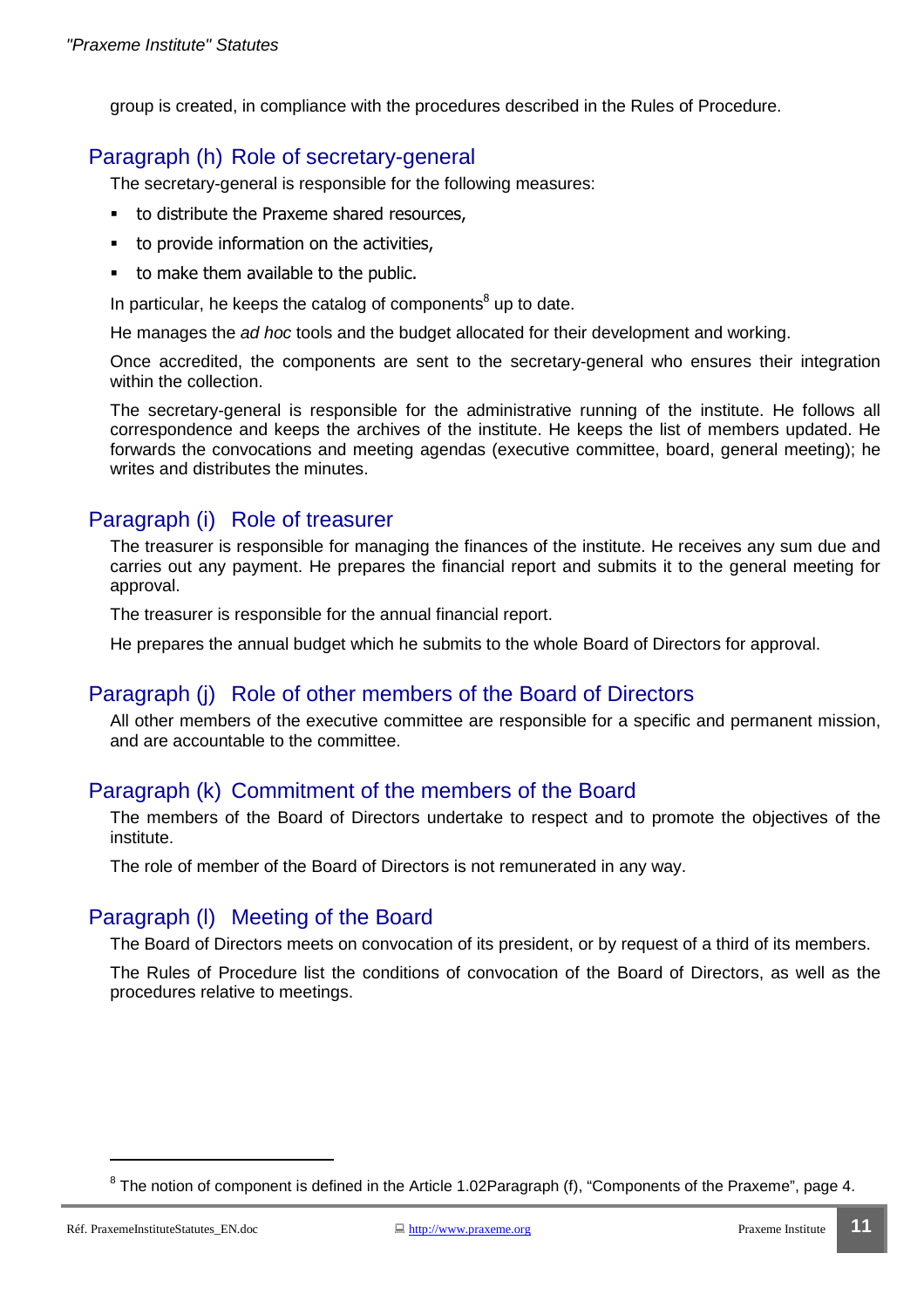group is created, in compliance with the procedures described in the Rules of Procedure.

### Paragraph (h) Role of secretary-general

The secretary-general is responsible for the following measures:

- to distribute the Praxeme shared resources,
- to provide information on the activities,
- to make them available to the public.

In particular, he keeps the catalog of components[8] up to date.

He manages the *ad hoc* tools and the budget allocated for their development and working.

Once accredited, the components are sent to the secretary-general who ensures their integration within the collection.

The secretary-general is responsible for the administrative running of the institute. He follows all correspondence and keeps the archives of the institute. He keeps the list of members updated. He forwards the convocations and meeting agendas (executive committee, board, general meeting); he writes and distributes the minutes.

### Paragraph (i) Role of treasurer

The treasurer is responsible for managing the finances of the institute. He receives any sum due and carries out any payment. He prepares the financial report and submits it to the general meeting for approval.

The treasurer is responsible for the annual financial report.

He prepares the annual budget which he submits to the whole Board of Directors for approval.

### Paragraph (j) Role of other members of the Board of Directors

All other members of the executive committee are responsible for a specific and permanent mission, and are accountable to the committee.

### Paragraph (k) Commitment of the members of the Board

The members of the Board of Directors undertake to respect and to promote the objectives of the institute.

The role of member of the Board of Directors is not remunerated in any way.

### Paragraph (l) Meeting of the Board

The Board of Directors meets on convocation of its president, or by request of a third of its members.

The Rules of Procedure list the conditions of convocation of the Board of Directors, as well as the procedures relative to meetings.

---

[8] The notion of component is defined in the Article 1.02Paragraph (f), "Components of the Praxeme", page 4.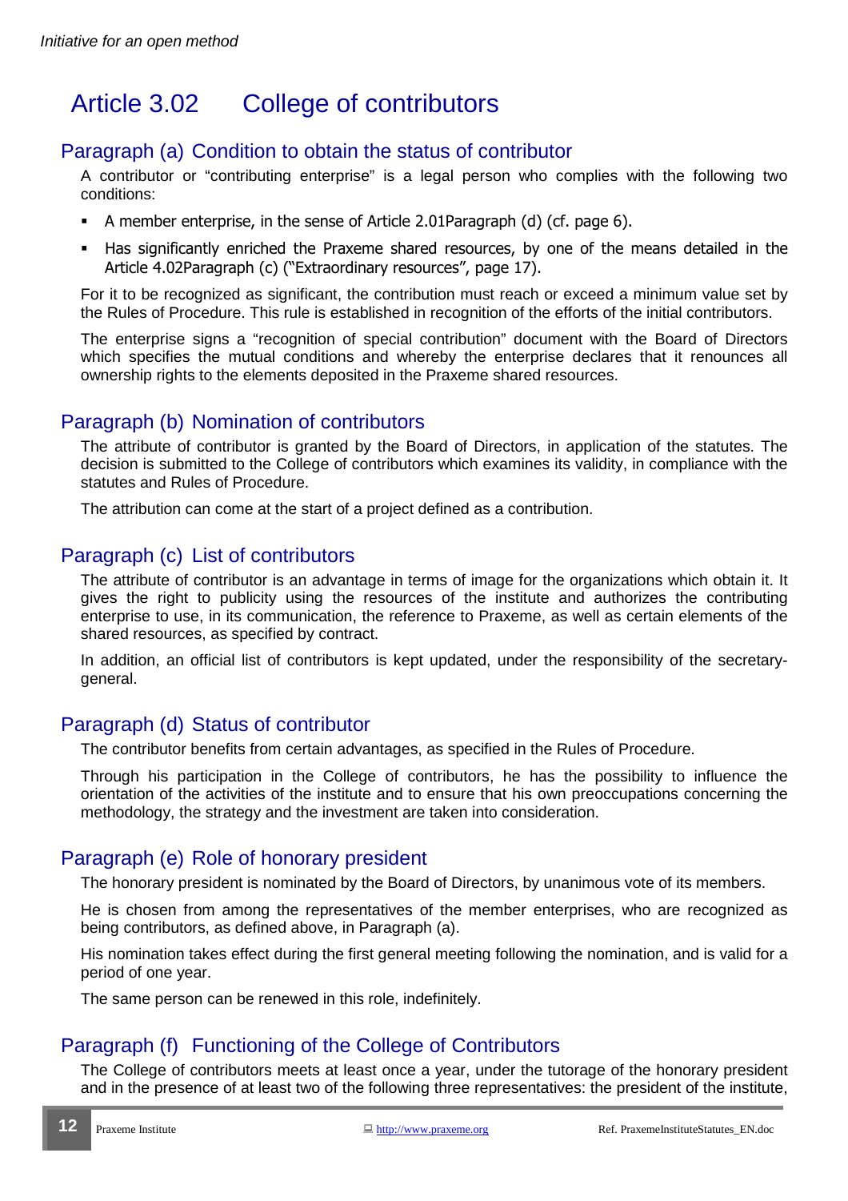## Article 3.02 College of contributors

### Paragraph (a) Condition to obtain the status of contributor

A contributor or "contributing enterprise" is a legal person who complies with the following two conditions:

- A member enterprise, in the sense of Article 2.01Paragraph (d) (cf. page 6).
- Has significantly enriched the Praxeme shared resources, by one of the means detailed in the Article 4.02Paragraph (c) ("Extraordinary resources", page 17).

For it to be recognized as significant, the contribution must reach or exceed a minimum value set by the Rules of Procedure. This rule is established in recognition of the efforts of the initial contributors.

The enterprise signs a "recognition of special contribution" document with the Board of Directors which specifies the mutual conditions and whereby the enterprise declares that it renounces all ownership rights to the elements deposited in the Praxeme shared resources.

### Paragraph (b) Nomination of contributors

The attribute of contributor is granted by the Board of Directors, in application of the statutes. The decision is submitted to the College of contributors which examines its validity, in compliance with the statutes and Rules of Procedure.

The attribution can come at the start of a project defined as a contribution.

### Paragraph (c) List of contributors

The attribute of contributor is an advantage in terms of image for the organizations which obtain it. It gives the right to publicity using the resources of the institute and authorizes the contributing enterprise to use, in its communication, the reference to Praxeme, as well as certain elements of the shared resources, as specified by contract.

In addition, an official list of contributors is kept updated, under the responsibility of the secretary-general.

### Paragraph (d) Status of contributor

The contributor benefits from certain advantages, as specified in the Rules of Procedure.

Through his participation in the College of contributors, he has the possibility to influence the orientation of the activities of the institute and to ensure that his own preoccupations concerning the methodology, the strategy and the investment are taken into consideration.

### Paragraph (e) Role of honorary president

The honorary president is nominated by the Board of Directors, by unanimous vote of its members.

He is chosen from among the representatives of the member enterprises, who are recognized as being contributors, as defined above, in Paragraph (a).

His nomination takes effect during the first general meeting following the nomination, and is valid for a period of one year.

The same person can be renewed in this role, indefinitely.

### Paragraph (f) Functioning of the College of Contributors

The College of contributors meets at least once a year, under the tutorage of the honorary president and in the presence of at least two of the following three representatives: the president of the institute,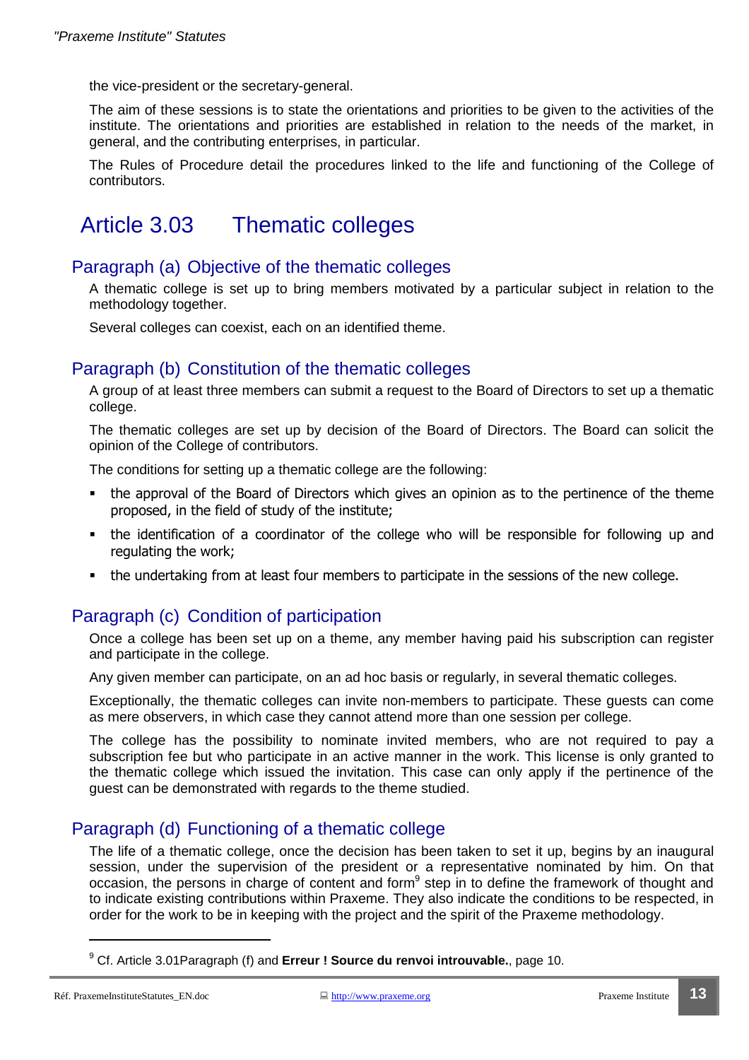the vice-president or the secretary-general.

The aim of these sessions is to state the orientations and priorities to be given to the activities of the institute. The orientations and priorities are established in relation to the needs of the market, in general, and the contributing enterprises, in particular.

The Rules of Procedure detail the procedures linked to the life and functioning of the College of contributors.

## Article 3.03 Thematic colleges

### Paragraph (a) Objective of the thematic colleges

A thematic college is set up to bring members motivated by a particular subject in relation to the methodology together.

Several colleges can coexist, each on an identified theme.

### Paragraph (b) Constitution of the thematic colleges

A group of at least three members can submit a request to the Board of Directors to set up a thematic college.

The thematic colleges are set up by decision of the Board of Directors. The Board can solicit the opinion of the College of contributors.

The conditions for setting up a thematic college are the following:

- the approval of the Board of Directors which gives an opinion as to the pertinence of the theme proposed, in the field of study of the institute;
- the identification of a coordinator of the college who will be responsible for following up and regulating the work;
- the undertaking from at least four members to participate in the sessions of the new college.

### Paragraph (c) Condition of participation

Once a college has been set up on a theme, any member having paid his subscription can register and participate in the college.

Any given member can participate, on an ad hoc basis or regularly, in several thematic colleges.

Exceptionally, the thematic colleges can invite non-members to participate. These guests can come as mere observers, in which case they cannot attend more than one session per college.

The college has the possibility to nominate invited members, who are not required to pay a subscription fee but who participate in an active manner in the work. This license is only granted to the thematic college which issued the invitation. This case can only apply if the pertinence of the guest can be demonstrated with regards to the theme studied.

### Paragraph (d) Functioning of a thematic college

The life of a thematic college, once the decision has been taken to set it up, begins by an inaugural session, under the supervision of the president or a representative nominated by him. On that occasion, the persons in charge of content and form[9] step in to define the framework of thought and to indicate existing contributions within Praxeme. They also indicate the conditions to be respected, in order for the work to be in keeping with the project and the spirit of the Praxeme methodology.

---

[9] Cf. Article 3.01Paragraph (f) and **Erreur ! Source du renvoi introuvable.**, page 10.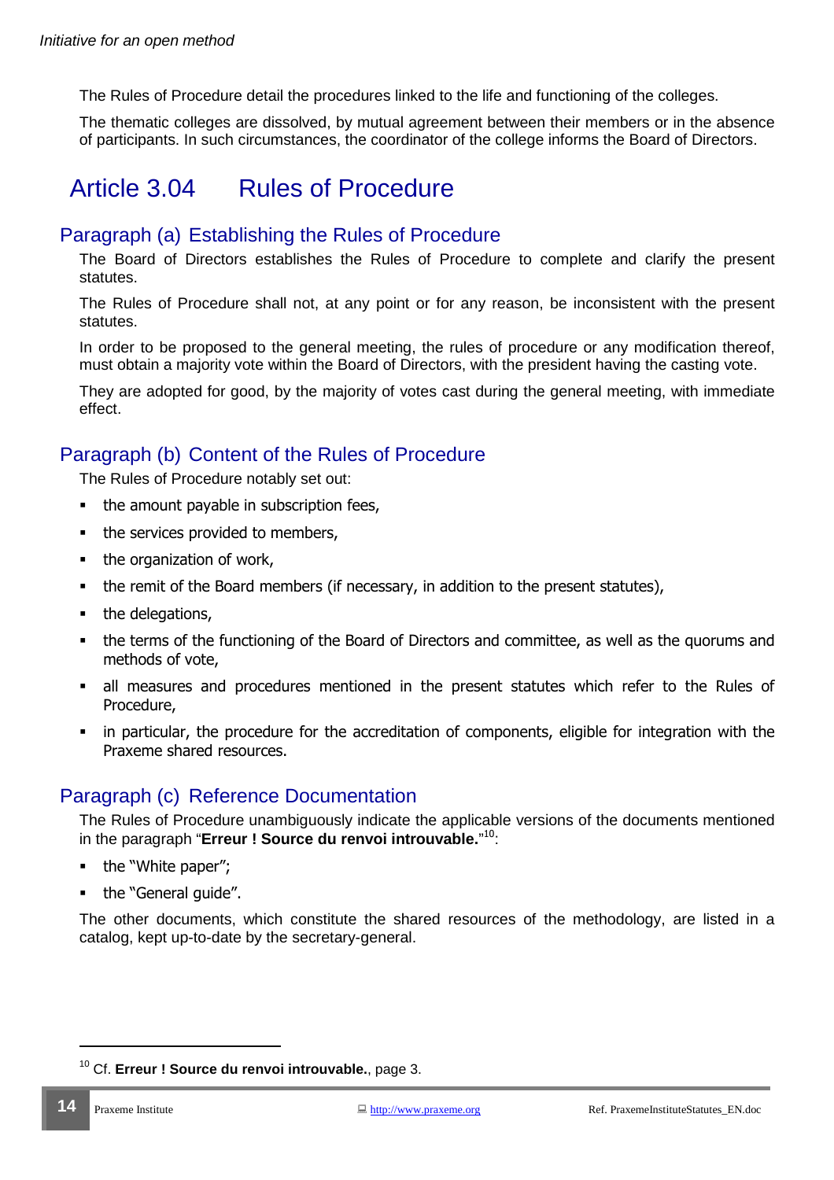The Rules of Procedure detail the procedures linked to the life and functioning of the colleges.

The thematic colleges are dissolved, by mutual agreement between their members or in the absence of participants. In such circumstances, the coordinator of the college informs the Board of Directors.

## Article 3.04 Rules of Procedure

### Paragraph (a) Establishing the Rules of Procedure

The Board of Directors establishes the Rules of Procedure to complete and clarify the present statutes.

The Rules of Procedure shall not, at any point or for any reason, be inconsistent with the present statutes.

In order to be proposed to the general meeting, the rules of procedure or any modification thereof, must obtain a majority vote within the Board of Directors, with the president having the casting vote.

They are adopted for good, by the majority of votes cast during the general meeting, with immediate effect.

### Paragraph (b) Content of the Rules of Procedure

The Rules of Procedure notably set out:

- the amount payable in subscription fees,
- the services provided to members,
- the organization of work,
- the remit of the Board members (if necessary, in addition to the present statutes),
- the delegations,
- the terms of the functioning of the Board of Directors and committee, as well as the quorums and methods of vote,
- all measures and procedures mentioned in the present statutes which refer to the Rules of Procedure,
- in particular, the procedure for the accreditation of components, eligible for integration with the Praxeme shared resources.

### Paragraph (c) Reference Documentation

The Rules of Procedure unambiguously indicate the applicable versions of the documents mentioned in the paragraph "**Erreur ! Source du renvoi introuvable.**"[10]:

- the "White paper";
- the "General guide".

The other documents, which constitute the shared resources of the methodology, are listed in a catalog, kept up-to-date by the secretary-general.

---

[10] Cf. **Erreur ! Source du renvoi introuvable.**, page 3.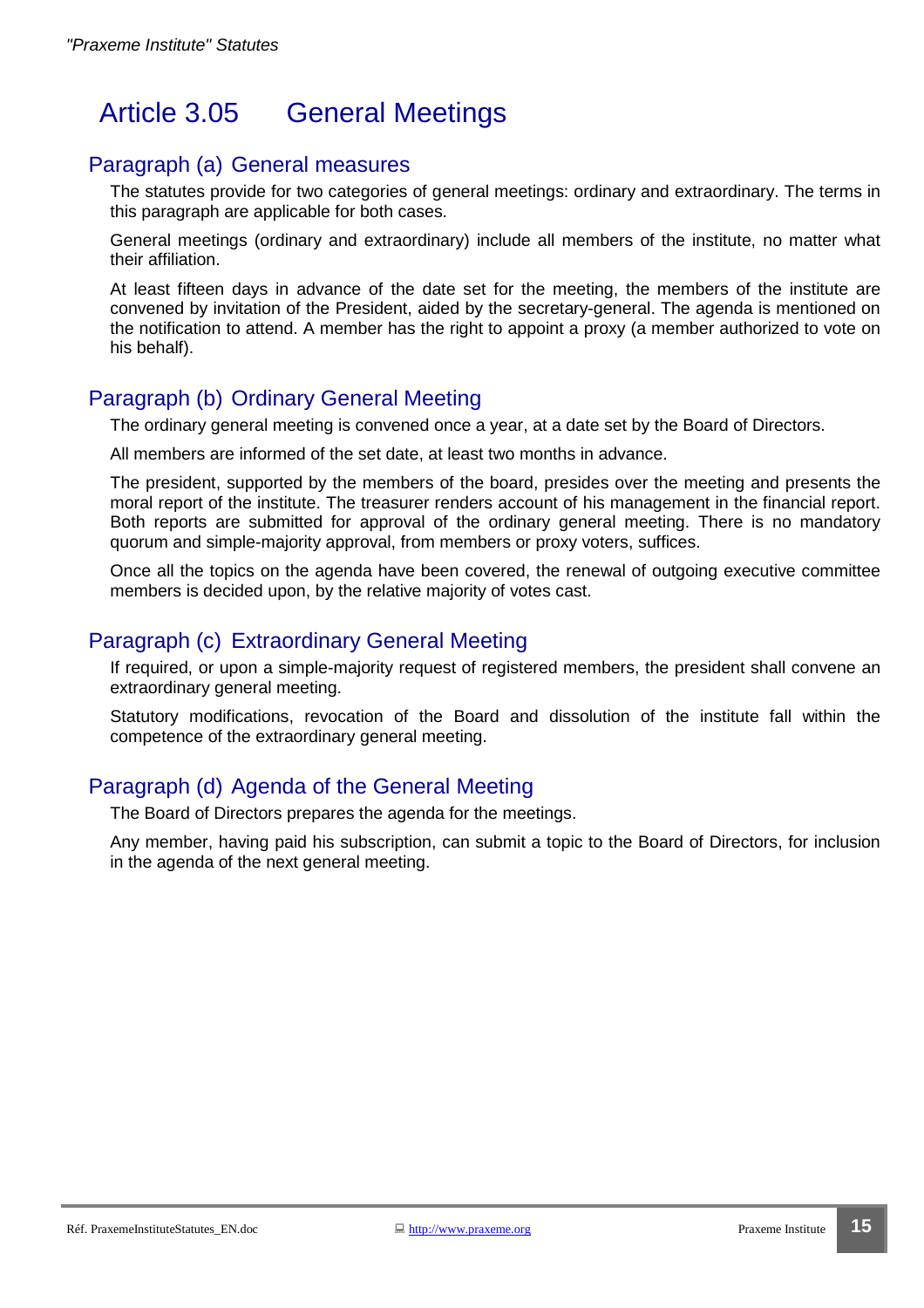# Article 3.05 General Meetings

## Paragraph (a) General measures

The statutes provide for two categories of general meetings: ordinary and extraordinary. The terms in this paragraph are applicable for both cases.

General meetings (ordinary and extraordinary) include all members of the institute, no matter what their affiliation.

At least fifteen days in advance of the date set for the meeting, the members of the institute are convened by invitation of the President, aided by the secretary-general. The agenda is mentioned on the notification to attend. A member has the right to appoint a proxy (a member authorized to vote on his behalf).

## Paragraph (b) Ordinary General Meeting

The ordinary general meeting is convened once a year, at a date set by the Board of Directors.

All members are informed of the set date, at least two months in advance.

The president, supported by the members of the board, presides over the meeting and presents the moral report of the institute. The treasurer renders account of his management in the financial report. Both reports are submitted for approval of the ordinary general meeting. There is no mandatory quorum and simple-majority approval, from members or proxy voters, suffices.

Once all the topics on the agenda have been covered, the renewal of outgoing executive committee members is decided upon, by the relative majority of votes cast.

## Paragraph (c) Extraordinary General Meeting

If required, or upon a simple-majority request of registered members, the president shall convene an extraordinary general meeting.

Statutory modifications, revocation of the Board and dissolution of the institute fall within the competence of the extraordinary general meeting.

## Paragraph (d) Agenda of the General Meeting

The Board of Directors prepares the agenda for the meetings.

Any member, having paid his subscription, can submit a topic to the Board of Directors, for inclusion in the agenda of the next general meeting.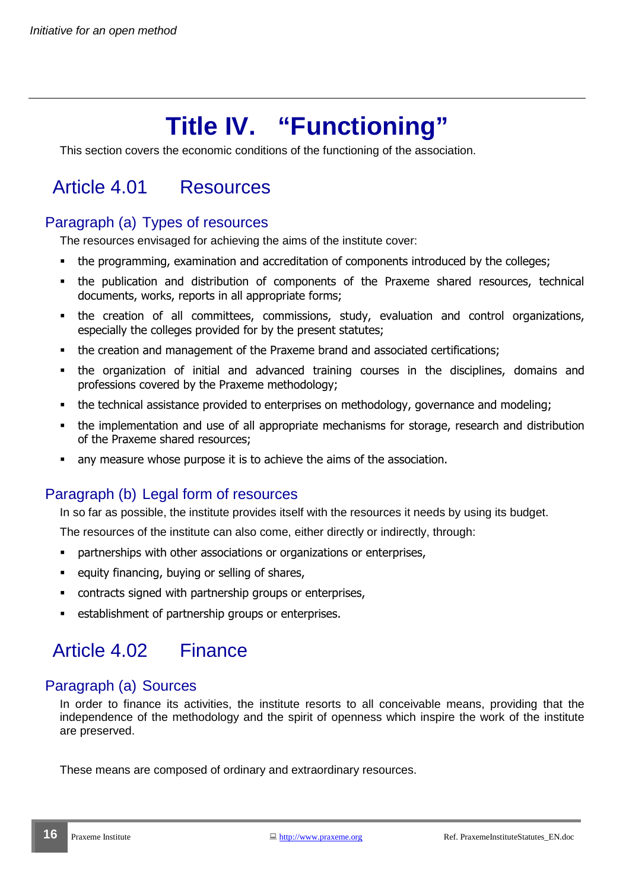# Title IV. "Functioning"

This section covers the economic conditions of the functioning of the association.

## Article 4.01 Resources

### Paragraph (a) Types of resources

The resources envisaged for achieving the aims of the institute cover:

- the programming, examination and accreditation of components introduced by the colleges;
- the publication and distribution of components of the Praxeme shared resources, technical documents, works, reports in all appropriate forms;
- the creation of all committees, commissions, study, evaluation and control organizations, especially the colleges provided for by the present statutes;
- the creation and management of the Praxeme brand and associated certifications;
- the organization of initial and advanced training courses in the disciplines, domains and professions covered by the Praxeme methodology;
- the technical assistance provided to enterprises on methodology, governance and modeling;
- the implementation and use of all appropriate mechanisms for storage, research and distribution of the Praxeme shared resources;
- any measure whose purpose it is to achieve the aims of the association.

### Paragraph (b) Legal form of resources

In so far as possible, the institute provides itself with the resources it needs by using its budget.

The resources of the institute can also come, either directly or indirectly, through:

- partnerships with other associations or organizations or enterprises,
- equity financing, buying or selling of shares,
- contracts signed with partnership groups or enterprises,
- establishment of partnership groups or enterprises.

## Article 4.02 Finance

### Paragraph (a) Sources

In order to finance its activities, the institute resorts to all conceivable means, providing that the independence of the methodology and the spirit of openness which inspire the work of the institute are preserved.

These means are composed of ordinary and extraordinary resources.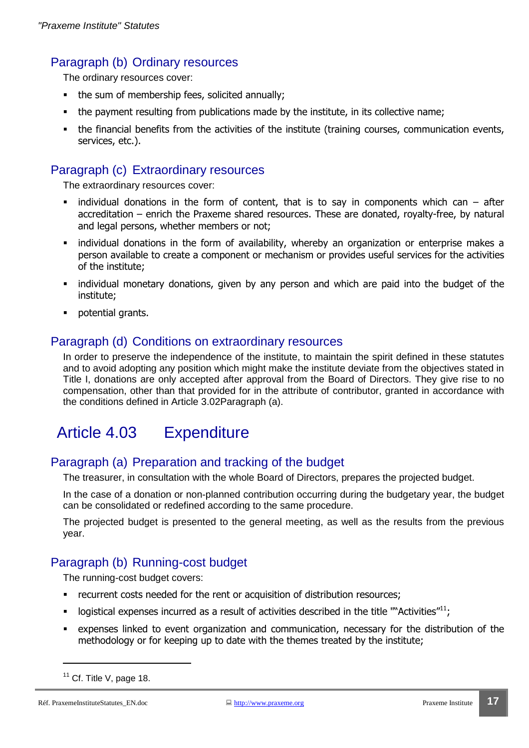### Paragraph (b) Ordinary resources

The ordinary resources cover:

- the sum of membership fees, solicited annually;
- the payment resulting from publications made by the institute, in its collective name;
- the financial benefits from the activities of the institute (training courses, communication events, services, etc.).

### Paragraph (c) Extraordinary resources

The extraordinary resources cover:

- individual donations in the form of content, that is to say in components which can – after accreditation – enrich the Praxeme shared resources. These are donated, royalty-free, by natural and legal persons, whether members or not;
- individual donations in the form of availability, whereby an organization or enterprise makes a person available to create a component or mechanism or provides useful services for the activities of the institute;
- individual monetary donations, given by any person and which are paid into the budget of the institute;
- potential grants.

### Paragraph (d) Conditions on extraordinary resources

In order to preserve the independence of the institute, to maintain the spirit defined in these statutes and to avoid adopting any position which might make the institute deviate from the objectives stated in Title I, donations are only accepted after approval from the Board of Directors. They give rise to no compensation, other than that provided for in the attribute of contributor, granted in accordance with the conditions defined in Article 3.02Paragraph (a).

## Article 4.03 Expenditure

### Paragraph (a) Preparation and tracking of the budget

The treasurer, in consultation with the whole Board of Directors, prepares the projected budget.

In the case of a donation or non-planned contribution occurring during the budgetary year, the budget can be consolidated or redefined according to the same procedure.

The projected budget is presented to the general meeting, as well as the results from the previous year.

### Paragraph (b) Running-cost budget

The running-cost budget covers:

- recurrent costs needed for the rent or acquisition of distribution resources;
- logistical expenses incurred as a result of activities described in the title ""Activities"[11];
- expenses linked to event organization and communication, necessary for the distribution of the methodology or for keeping up to date with the themes treated by the institute;

[11] Cf. Title V, page 18.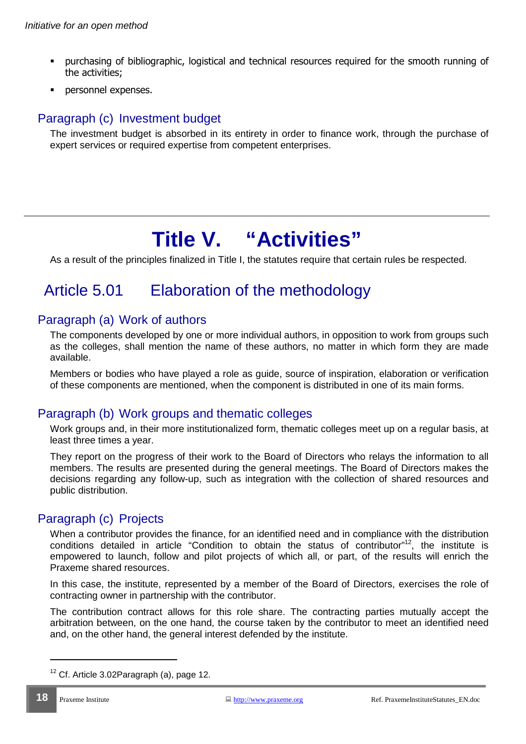- purchasing of bibliographic, logistical and technical resources required for the smooth running of the activities;
- personnel expenses.

### Paragraph (c) Investment budget

The investment budget is absorbed in its entirety in order to finance work, through the purchase of expert services or required expertise from competent enterprises.

# Title V. "Activities"

As a result of the principles finalized in Title I, the statutes require that certain rules be respected.

## Article 5.01 Elaboration of the methodology

### Paragraph (a) Work of authors

The components developed by one or more individual authors, in opposition to work from groups such as the colleges, shall mention the name of these authors, no matter in which form they are made available.

Members or bodies who have played a role as guide, source of inspiration, elaboration or verification of these components are mentioned, when the component is distributed in one of its main forms.

### Paragraph (b) Work groups and thematic colleges

Work groups and, in their more institutionalized form, thematic colleges meet up on a regular basis, at least three times a year.

They report on the progress of their work to the Board of Directors who relays the information to all members. The results are presented during the general meetings. The Board of Directors makes the decisions regarding any follow-up, such as integration with the collection of shared resources and public distribution.

### Paragraph (c) Projects

When a contributor provides the finance, for an identified need and in compliance with the distribution conditions detailed in article "Condition to obtain the status of contributor"[12], the institute is empowered to launch, follow and pilot projects of which all, or part, of the results will enrich the Praxeme shared resources.

In this case, the institute, represented by a member of the Board of Directors, exercises the role of contracting owner in partnership with the contributor.

The contribution contract allows for this role share. The contracting parties mutually accept the arbitration between, on the one hand, the course taken by the contributor to meet an identified need and, on the other hand, the general interest defended by the institute.

---

[12] Cf. Article 3.02Paragraph (a), page 12.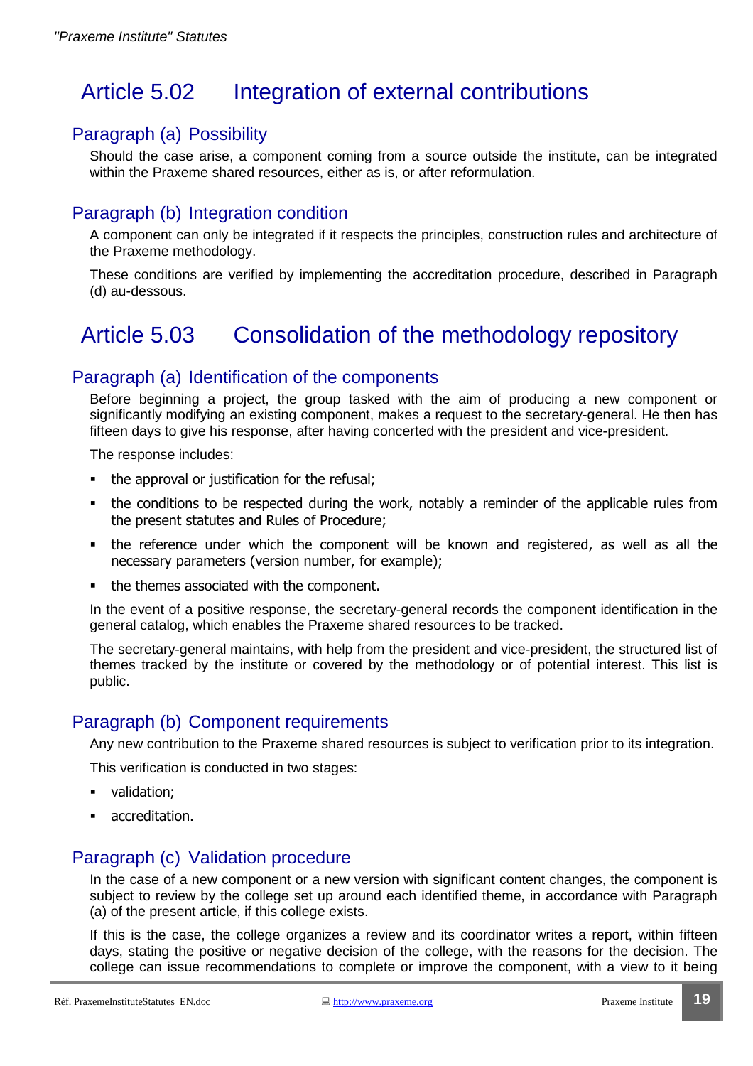## Article 5.02 Integration of external contributions

### Paragraph (a) Possibility

Should the case arise, a component coming from a source outside the institute, can be integrated within the Praxeme shared resources, either as is, or after reformulation.

### Paragraph (b) Integration condition

A component can only be integrated if it respects the principles, construction rules and architecture of the Praxeme methodology.

These conditions are verified by implementing the accreditation procedure, described in Paragraph (d) au-dessous.

## Article 5.03 Consolidation of the methodology repository

### Paragraph (a) Identification of the components

Before beginning a project, the group tasked with the aim of producing a new component or significantly modifying an existing component, makes a request to the secretary-general. He then has fifteen days to give his response, after having concerted with the president and vice-president.

The response includes:

- the approval or justification for the refusal;
- the conditions to be respected during the work, notably a reminder of the applicable rules from the present statutes and Rules of Procedure;
- the reference under which the component will be known and registered, as well as all the necessary parameters (version number, for example);
- the themes associated with the component.

In the event of a positive response, the secretary-general records the component identification in the general catalog, which enables the Praxeme shared resources to be tracked.

The secretary-general maintains, with help from the president and vice-president, the structured list of themes tracked by the institute or covered by the methodology or of potential interest. This list is public.

### Paragraph (b) Component requirements

Any new contribution to the Praxeme shared resources is subject to verification prior to its integration.

This verification is conducted in two stages:

- validation;
- accreditation.

### Paragraph (c) Validation procedure

In the case of a new component or a new version with significant content changes, the component is subject to review by the college set up around each identified theme, in accordance with Paragraph (a) of the present article, if this college exists.

If this is the case, the college organizes a review and its coordinator writes a report, within fifteen days, stating the positive or negative decision of the college, with the reasons for the decision. The college can issue recommendations to complete or improve the component, with a view to it being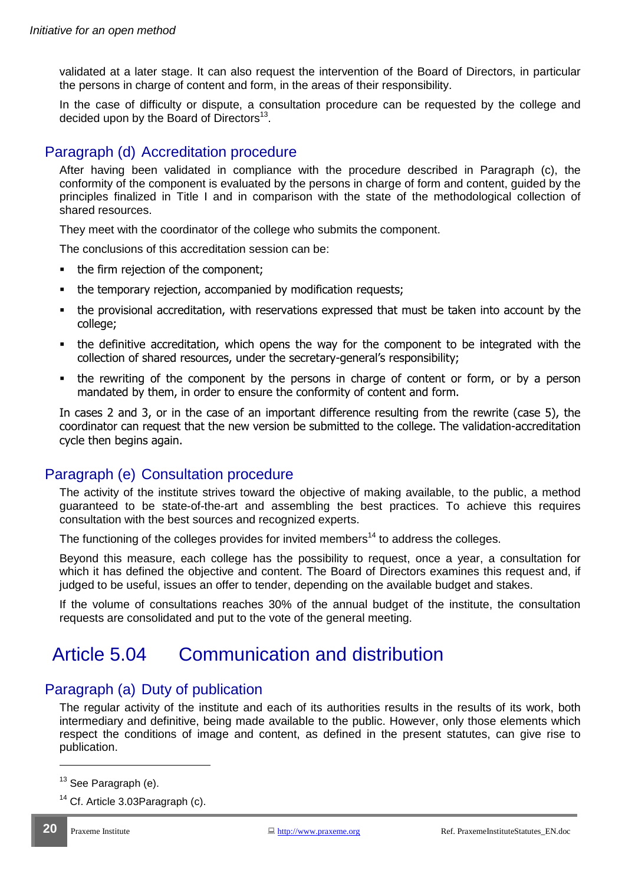validated at a later stage. It can also request the intervention of the Board of Directors, in particular the persons in charge of content and form, in the areas of their responsibility.

In the case of difficulty or dispute, a consultation procedure can be requested by the college and decided upon by the Board of Directors[13].

### Paragraph (d) Accreditation procedure

After having been validated in compliance with the procedure described in Paragraph (c), the conformity of the component is evaluated by the persons in charge of form and content, guided by the principles finalized in Title I and in comparison with the state of the methodological collection of shared resources.

They meet with the coordinator of the college who submits the component.

The conclusions of this accreditation session can be:

- the firm rejection of the component;
- the temporary rejection, accompanied by modification requests;
- the provisional accreditation, with reservations expressed that must be taken into account by the college;
- the definitive accreditation, which opens the way for the component to be integrated with the collection of shared resources, under the secretary-general's responsibility;
- the rewriting of the component by the persons in charge of content or form, or by a person mandated by them, in order to ensure the conformity of content and form.

In cases 2 and 3, or in the case of an important difference resulting from the rewrite (case 5), the coordinator can request that the new version be submitted to the college. The validation-accreditation cycle then begins again.

### Paragraph (e) Consultation procedure

The activity of the institute strives toward the objective of making available, to the public, a method guaranteed to be state-of-the-art and assembling the best practices. To achieve this requires consultation with the best sources and recognized experts.

The functioning of the colleges provides for invited members[14] to address the colleges.

Beyond this measure, each college has the possibility to request, once a year, a consultation for which it has defined the objective and content. The Board of Directors examines this request and, if judged to be useful, issues an offer to tender, depending on the available budget and stakes.

If the volume of consultations reaches 30% of the annual budget of the institute, the consultation requests are consolidated and put to the vote of the general meeting.

## Article 5.04 Communication and distribution

### Paragraph (a) Duty of publication

The regular activity of the institute and each of its authorities results in the results of its work, both intermediary and definitive, being made available to the public. However, only those elements which respect the conditions of image and content, as defined in the present statutes, can give rise to publication.

---

[13] See Paragraph (e).

[14] Cf. Article 3.03Paragraph (c).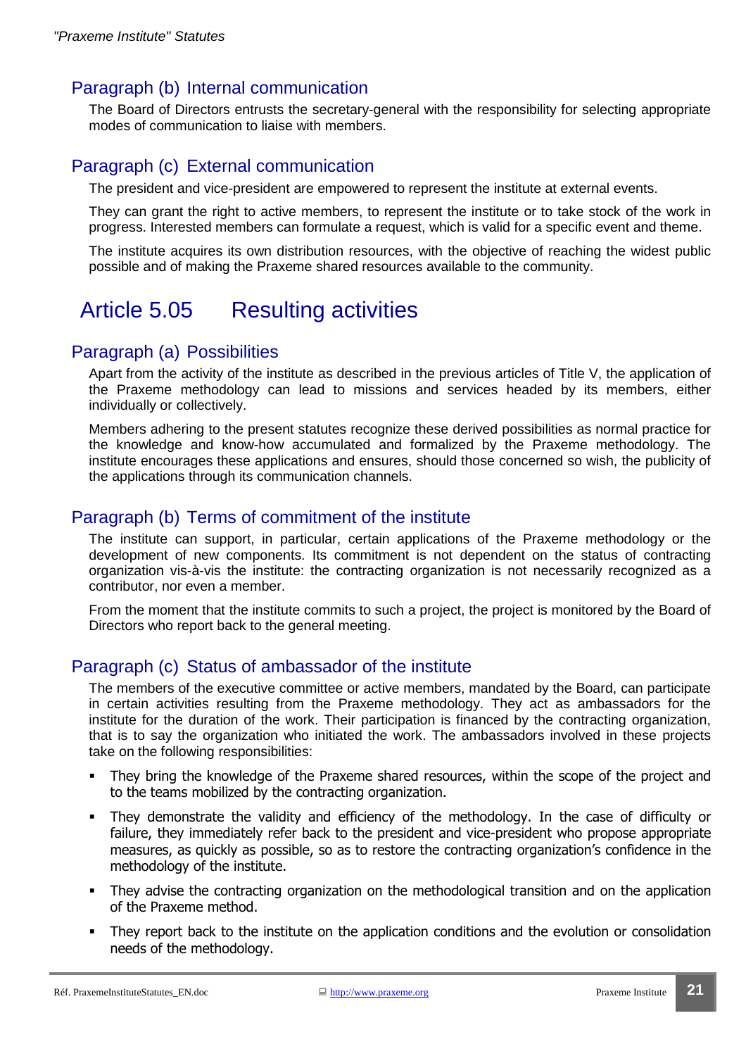### Paragraph (b) Internal communication

The Board of Directors entrusts the secretary-general with the responsibility for selecting appropriate modes of communication to liaise with members.

### Paragraph (c) External communication

The president and vice-president are empowered to represent the institute at external events.

They can grant the right to active members, to represent the institute or to take stock of the work in progress. Interested members can formulate a request, which is valid for a specific event and theme.

The institute acquires its own distribution resources, with the objective of reaching the widest public possible and of making the Praxeme shared resources available to the community.

## Article 5.05 Resulting activities

### Paragraph (a) Possibilities

Apart from the activity of the institute as described in the previous articles of Title V, the application of the Praxeme methodology can lead to missions and services headed by its members, either individually or collectively.

Members adhering to the present statutes recognize these derived possibilities as normal practice for the knowledge and know-how accumulated and formalized by the Praxeme methodology. The institute encourages these applications and ensures, should those concerned so wish, the publicity of the applications through its communication channels.

### Paragraph (b) Terms of commitment of the institute

The institute can support, in particular, certain applications of the Praxeme methodology or the development of new components. Its commitment is not dependent on the status of contracting organization vis-à-vis the institute: the contracting organization is not necessarily recognized as a contributor, nor even a member.

From the moment that the institute commits to such a project, the project is monitored by the Board of Directors who report back to the general meeting.

### Paragraph (c) Status of ambassador of the institute

The members of the executive committee or active members, mandated by the Board, can participate in certain activities resulting from the Praxeme methodology. They act as ambassadors for the institute for the duration of the work. Their participation is financed by the contracting organization, that is to say the organization who initiated the work. The ambassadors involved in these projects take on the following responsibilities:

- They bring the knowledge of the Praxeme shared resources, within the scope of the project and to the teams mobilized by the contracting organization.
- They demonstrate the validity and efficiency of the methodology. In the case of difficulty or failure, they immediately refer back to the president and vice-president who propose appropriate measures, as quickly as possible, so as to restore the contracting organization's confidence in the methodology of the institute.
- They advise the contracting organization on the methodological transition and on the application of the Praxeme method.
- They report back to the institute on the application conditions and the evolution or consolidation needs of the methodology.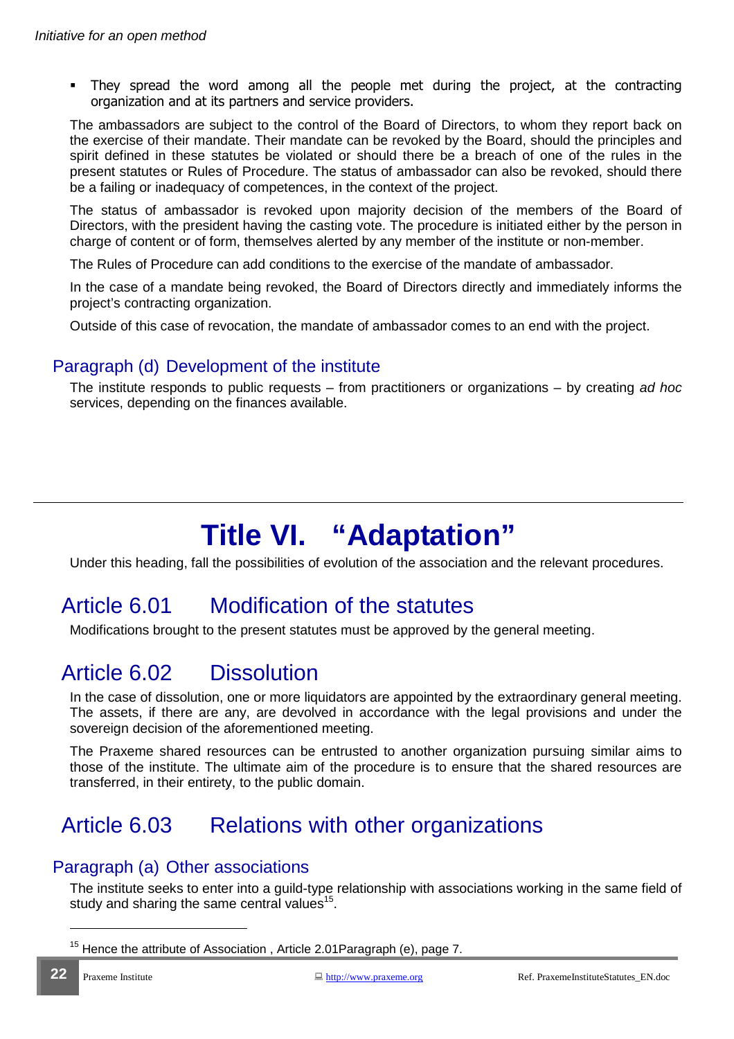- They spread the word among all the people met during the project, at the contracting organization and at its partners and service providers.

The ambassadors are subject to the control of the Board of Directors, to whom they report back on the exercise of their mandate. Their mandate can be revoked by the Board, should the principles and spirit defined in these statutes be violated or should there be a breach of one of the rules in the present statutes or Rules of Procedure. The status of ambassador can also be revoked, should there be a failing or inadequacy of competences, in the context of the project.

The status of ambassador is revoked upon majority decision of the members of the Board of Directors, with the president having the casting vote. The procedure is initiated either by the person in charge of content or of form, themselves alerted by any member of the institute or non-member.

The Rules of Procedure can add conditions to the exercise of the mandate of ambassador.

In the case of a mandate being revoked, the Board of Directors directly and immediately informs the project's contracting organization.

Outside of this case of revocation, the mandate of ambassador comes to an end with the project.

### Paragraph (d) Development of the institute

The institute responds to public requests – from practitioners or organizations – by creating *ad hoc* services, depending on the finances available.

# Title VI. "Adaptation"

Under this heading, fall the possibilities of evolution of the association and the relevant procedures.

## Article 6.01 Modification of the statutes

Modifications brought to the present statutes must be approved by the general meeting.

## Article 6.02 Dissolution

In the case of dissolution, one or more liquidators are appointed by the extraordinary general meeting. The assets, if there are any, are devolved in accordance with the legal provisions and under the sovereign decision of the aforementioned meeting.

The Praxeme shared resources can be entrusted to another organization pursuing similar aims to those of the institute. The ultimate aim of the procedure is to ensure that the shared resources are transferred, in their entirety, to the public domain.

## Article 6.03 Relations with other organizations

### Paragraph (a) Other associations

The institute seeks to enter into a guild-type relationship with associations working in the same field of study and sharing the same central values[15].

[15] Hence the attribute of Association , Article 2.01Paragraph (e), page 7.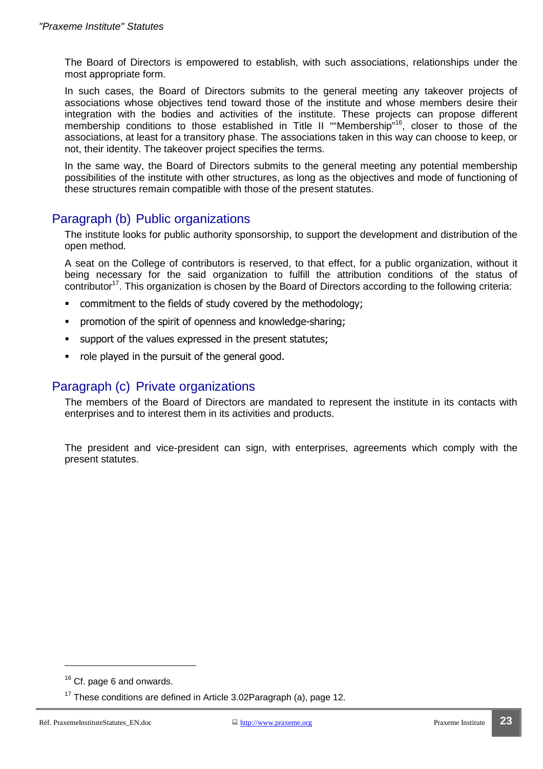The Board of Directors is empowered to establish, with such associations, relationships under the most appropriate form.

In such cases, the Board of Directors submits to the general meeting any takeover projects of associations whose objectives tend toward those of the institute and whose members desire their integration with the bodies and activities of the institute. These projects can propose different membership conditions to those established in Title II ""Membership"[16], closer to those of the associations, at least for a transitory phase. The associations taken in this way can choose to keep, or not, their identity. The takeover project specifies the terms.

In the same way, the Board of Directors submits to the general meeting any potential membership possibilities of the institute with other structures, as long as the objectives and mode of functioning of these structures remain compatible with those of the present statutes.

## Paragraph (b) Public organizations

The institute looks for public authority sponsorship, to support the development and distribution of the open method.

A seat on the College of contributors is reserved, to that effect, for a public organization, without it being necessary for the said organization to fulfill the attribution conditions of the status of contributor[17]. This organization is chosen by the Board of Directors according to the following criteria:

- commitment to the fields of study covered by the methodology;
- promotion of the spirit of openness and knowledge-sharing;
- support of the values expressed in the present statutes;
- role played in the pursuit of the general good.

## Paragraph (c) Private organizations

The members of the Board of Directors are mandated to represent the institute in its contacts with enterprises and to interest them in its activities and products.

The president and vice-president can sign, with enterprises, agreements which comply with the present statutes.

---

[16] Cf. page 6 and onwards.

[17] These conditions are defined in Article 3.02Paragraph (a), page 12.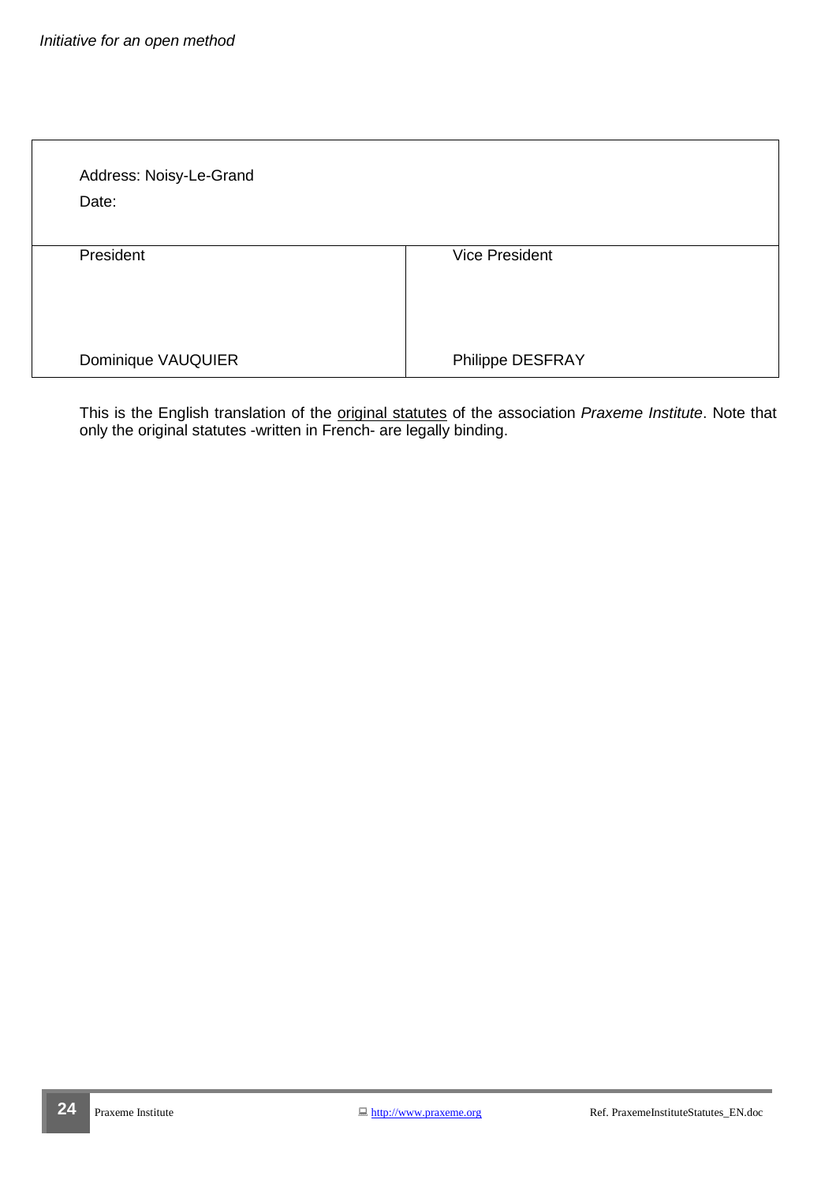| | |
|---|---|
| Address: Noisy-Le-Grand<br>Date: | |
| President<br><br><br><br>Dominique VAUQUIER | Vice President<br><br><br><br>Philippe DESFRAY |

This is the English translation of the original statutes of the association *Praxeme Institute*. Note that only the original statutes -written in French- are legally binding.